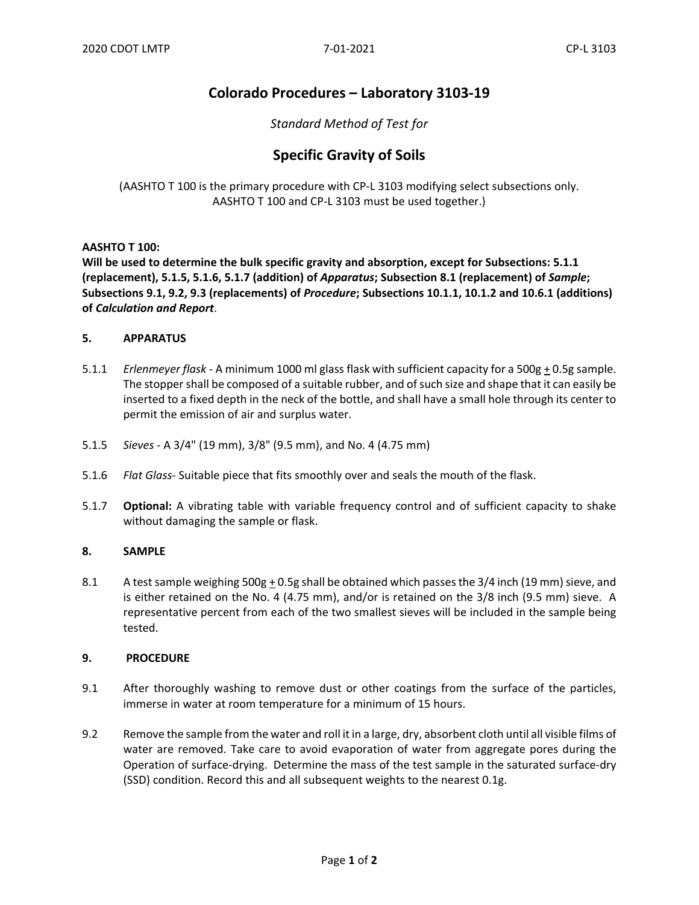# Colorado Procedures – Laboratory 3103-19

*Standard Method of Test for*

# Specific Gravity of Soils

(AASHTO T 100 is the primary procedure with CP-L 3103 modifying select subsections only. AASHTO T 100 and CP-L 3103 must be used together.)

**AASHTO T 100:**
**Will be used to determine the bulk specific gravity and absorption, except for Subsections: 5.1.1 (replacement), 5.1.5, 5.1.6, 5.1.7 (addition) of *Apparatus*; Subsection 8.1 (replacement) of *Sample*; Subsections 9.1, 9.2, 9.3 (replacements) of *Procedure*; Subsections 10.1.1, 10.1.2 and 10.6.1 (additions) of *Calculation and Report*.**

## 5. APPARATUS

5.1.1 *Erlenmeyer flask* - A minimum 1000 ml glass flask with sufficient capacity for a 500g ± 0.5g sample. The stopper shall be composed of a suitable rubber, and of such size and shape that it can easily be inserted to a fixed depth in the neck of the bottle, and shall have a small hole through its center to permit the emission of air and surplus water.

5.1.5 *Sieves* - A 3/4" (19 mm), 3/8" (9.5 mm), and No. 4 (4.75 mm)

5.1.6 *Flat Glass*- Suitable piece that fits smoothly over and seals the mouth of the flask.

5.1.7 **Optional:** A vibrating table with variable frequency control and of sufficient capacity to shake without damaging the sample or flask.

## 8. SAMPLE

8.1 A test sample weighing 500g ± 0.5g shall be obtained which passes the 3/4 inch (19 mm) sieve, and is either retained on the No. 4 (4.75 mm), and/or is retained on the 3/8 inch (9.5 mm) sieve. A representative percent from each of the two smallest sieves will be included in the sample being tested.

## 9. PROCEDURE

9.1 After thoroughly washing to remove dust or other coatings from the surface of the particles, immerse in water at room temperature for a minimum of 15 hours.

9.2 Remove the sample from the water and roll it in a large, dry, absorbent cloth until all visible films of water are removed. Take care to avoid evaporation of water from aggregate pores during the Operation of surface-drying. Determine the mass of the test sample in the saturated surface-dry (SSD) condition. Record this and all subsequent weights to the nearest 0.1g.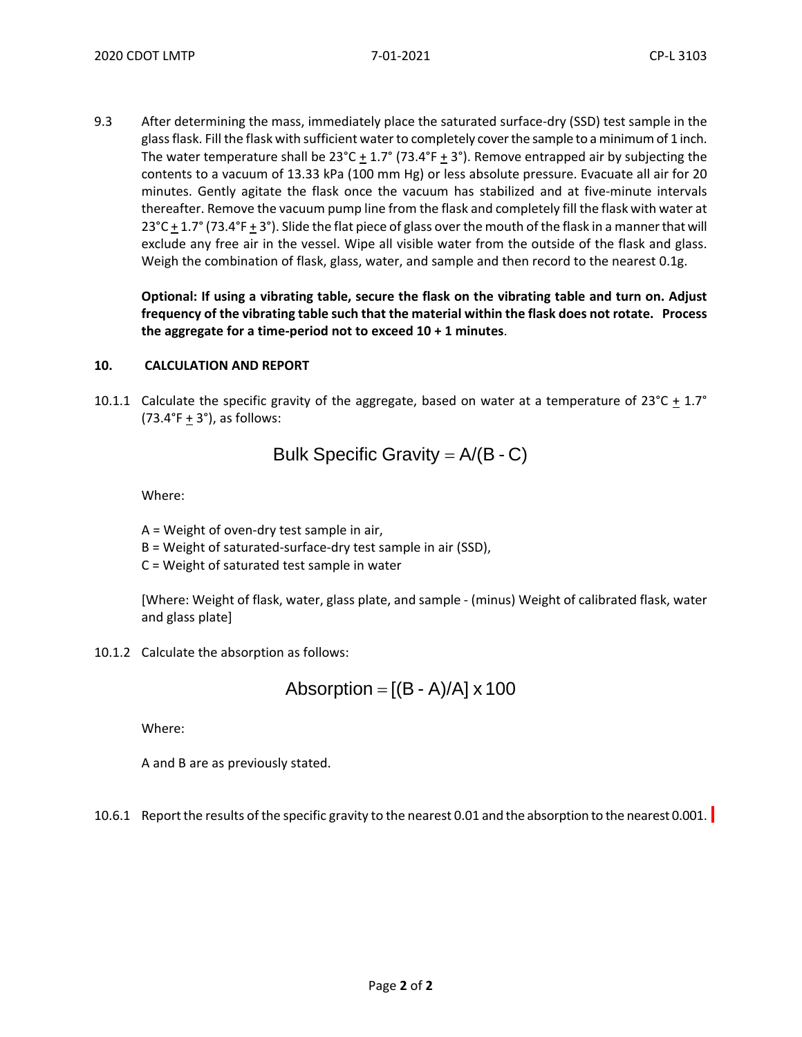9.3 After determining the mass, immediately place the saturated surface-dry (SSD) test sample in the glass flask. Fill the flask with sufficient water to completely cover the sample to a minimum of 1 inch. The water temperature shall be 23°C ± 1.7° (73.4°F ± 3°). Remove entrapped air by subjecting the contents to a vacuum of 13.33 kPa (100 mm Hg) or less absolute pressure. Evacuate all air for 20 minutes. Gently agitate the flask once the vacuum has stabilized and at five-minute intervals thereafter. Remove the vacuum pump line from the flask and completely fill the flask with water at 23°C ± 1.7° (73.4°F ± 3°). Slide the flat piece of glass over the mouth of the flask in a manner that will exclude any free air in the vessel. Wipe all visible water from the outside of the flask and glass. Weigh the combination of flask, glass, water, and sample and then record to the nearest 0.1g.

**Optional: If using a vibrating table, secure the flask on the vibrating table and turn on. Adjust frequency of the vibrating table such that the material within the flask does not rotate. Process the aggregate for a time-period not to exceed 10 + 1 minutes**.

## 10. CALCULATION AND REPORT

10.1.1 Calculate the specific gravity of the aggregate, based on water at a temperature of 23°C ± 1.7° (73.4°F ± 3°), as follows:

$$\text{Bulk Specific Gravity} = A/(B - C)$$

Where:

A = Weight of oven-dry test sample in air,
B = Weight of saturated-surface-dry test sample in air (SSD),
C = Weight of saturated test sample in water

[Where: Weight of flask, water, glass plate, and sample - (minus) Weight of calibrated flask, water and glass plate]

10.1.2 Calculate the absorption as follows:

$$\text{Absorption} = [(B - A)/A] \times 100$$

Where:

A and B are as previously stated.

10.6.1 Report the results of the specific gravity to the nearest 0.01 and the absorption to the nearest 0.001.